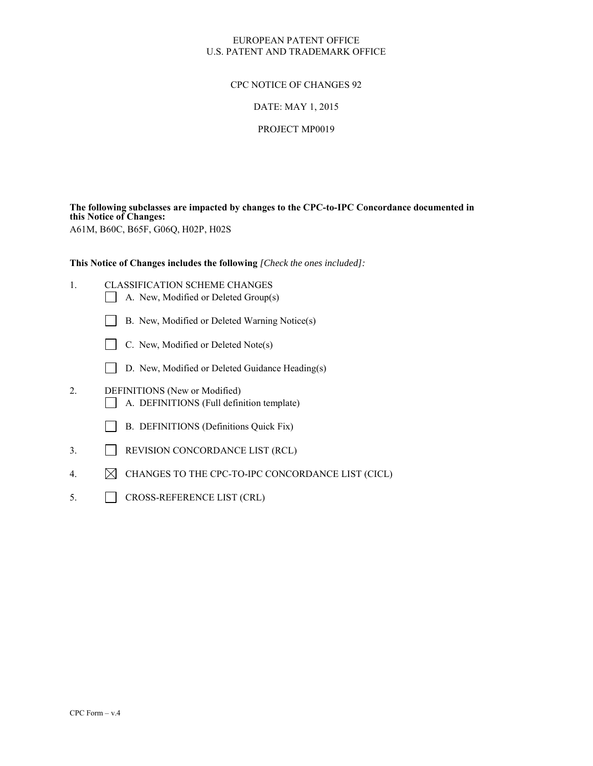EUROPEAN PATENT OFFICE
U.S. PATENT AND TRADEMARK OFFICE

CPC NOTICE OF CHANGES 92

DATE: MAY 1, 2015

PROJECT MP0019

**The following subclasses are impacted by changes to the CPC-to-IPC Concordance documented in this Notice of Changes:**
A61M, B60C, B65F, G06Q, H02P, H02S

**This Notice of Changes includes the following** *[Check the ones included]:*

1. CLASSIFICATION SCHEME CHANGES
   - ☐ A. New, Modified or Deleted Group(s)
   - ☐ B. New, Modified or Deleted Warning Notice(s)
   - ☐ C. New, Modified or Deleted Note(s)
   - ☐ D. New, Modified or Deleted Guidance Heading(s)
2. DEFINITIONS (New or Modified)
   - ☐ A. DEFINITIONS (Full definition template)
   - ☐ B. DEFINITIONS (Definitions Quick Fix)
3. ☐ REVISION CONCORDANCE LIST (RCL)
4. ☒ CHANGES TO THE CPC-TO-IPC CONCORDANCE LIST (CICL)
5. ☐ CROSS-REFERENCE LIST (CRL)

CPC Form – v.4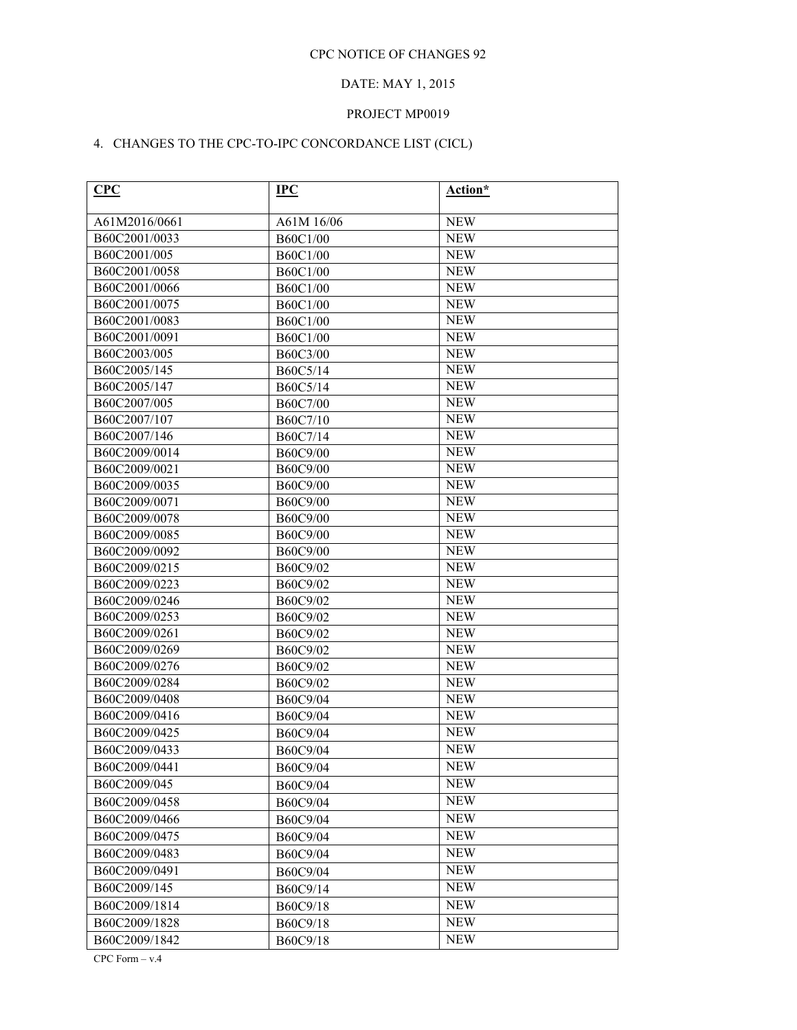CPC NOTICE OF CHANGES 92

DATE: MAY 1, 2015

PROJECT MP0019

4. CHANGES TO THE CPC-TO-IPC CONCORDANCE LIST (CICL)

| CPC | IPC | Action* |
|---|---|---|
| A61M2016/0661 | A61M 16/06 | NEW |
| B60C2001/0033 | B60C1/00 | NEW |
| B60C2001/005 | B60C1/00 | NEW |
| B60C2001/0058 | B60C1/00 | NEW |
| B60C2001/0066 | B60C1/00 | NEW |
| B60C2001/0075 | B60C1/00 | NEW |
| B60C2001/0083 | B60C1/00 | NEW |
| B60C2001/0091 | B60C1/00 | NEW |
| B60C2003/005 | B60C3/00 | NEW |
| B60C2005/145 | B60C5/14 | NEW |
| B60C2005/147 | B60C5/14 | NEW |
| B60C2007/005 | B60C7/00 | NEW |
| B60C2007/107 | B60C7/10 | NEW |
| B60C2007/146 | B60C7/14 | NEW |
| B60C2009/0014 | B60C9/00 | NEW |
| B60C2009/0021 | B60C9/00 | NEW |
| B60C2009/0035 | B60C9/00 | NEW |
| B60C2009/0071 | B60C9/00 | NEW |
| B60C2009/0078 | B60C9/00 | NEW |
| B60C2009/0085 | B60C9/00 | NEW |
| B60C2009/0092 | B60C9/00 | NEW |
| B60C2009/0215 | B60C9/02 | NEW |
| B60C2009/0223 | B60C9/02 | NEW |
| B60C2009/0246 | B60C9/02 | NEW |
| B60C2009/0253 | B60C9/02 | NEW |
| B60C2009/0261 | B60C9/02 | NEW |
| B60C2009/0269 | B60C9/02 | NEW |
| B60C2009/0276 | B60C9/02 | NEW |
| B60C2009/0284 | B60C9/02 | NEW |
| B60C2009/0408 | B60C9/04 | NEW |
| B60C2009/0416 | B60C9/04 | NEW |
| B60C2009/0425 | B60C9/04 | NEW |
| B60C2009/0433 | B60C9/04 | NEW |
| B60C2009/0441 | B60C9/04 | NEW |
| B60C2009/045 | B60C9/04 | NEW |
| B60C2009/0458 | B60C9/04 | NEW |
| B60C2009/0466 | B60C9/04 | NEW |
| B60C2009/0475 | B60C9/04 | NEW |
| B60C2009/0483 | B60C9/04 | NEW |
| B60C2009/0491 | B60C9/04 | NEW |
| B60C2009/145 | B60C9/14 | NEW |
| B60C2009/1814 | B60C9/18 | NEW |
| B60C2009/1828 | B60C9/18 | NEW |
| B60C2009/1842 | B60C9/18 | NEW |

CPC Form – v.4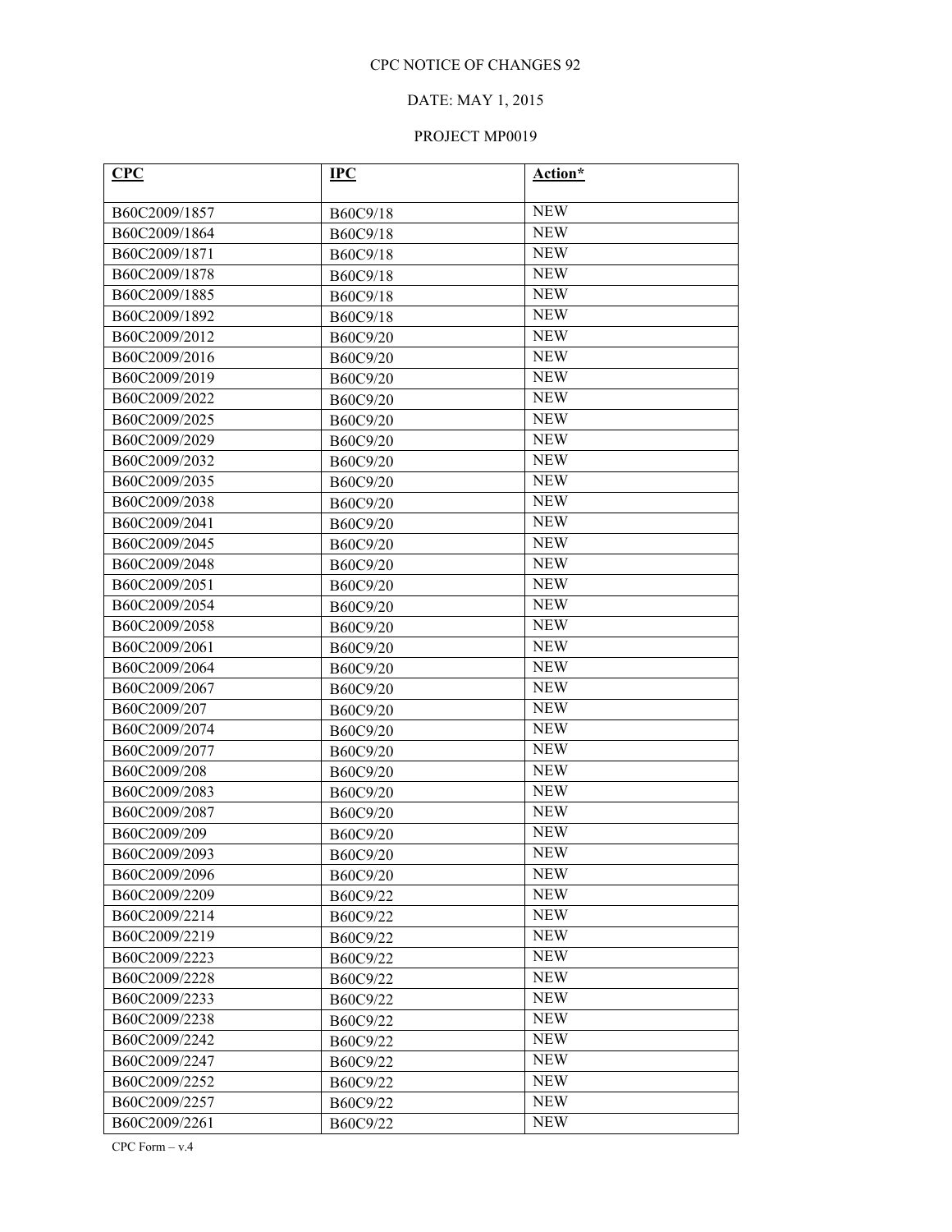CPC NOTICE OF CHANGES 92

DATE: MAY 1, 2015

PROJECT MP0019

| **CPC** | **IPC** | **Action*** |
|---|---|---|
| B60C2009/1857 | B60C9/18 | NEW |
| B60C2009/1864 | B60C9/18 | NEW |
| B60C2009/1871 | B60C9/18 | NEW |
| B60C2009/1878 | B60C9/18 | NEW |
| B60C2009/1885 | B60C9/18 | NEW |
| B60C2009/1892 | B60C9/18 | NEW |
| B60C2009/2012 | B60C9/20 | NEW |
| B60C2009/2016 | B60C9/20 | NEW |
| B60C2009/2019 | B60C9/20 | NEW |
| B60C2009/2022 | B60C9/20 | NEW |
| B60C2009/2025 | B60C9/20 | NEW |
| B60C2009/2029 | B60C9/20 | NEW |
| B60C2009/2032 | B60C9/20 | NEW |
| B60C2009/2035 | B60C9/20 | NEW |
| B60C2009/2038 | B60C9/20 | NEW |
| B60C2009/2041 | B60C9/20 | NEW |
| B60C2009/2045 | B60C9/20 | NEW |
| B60C2009/2048 | B60C9/20 | NEW |
| B60C2009/2051 | B60C9/20 | NEW |
| B60C2009/2054 | B60C9/20 | NEW |
| B60C2009/2058 | B60C9/20 | NEW |
| B60C2009/2061 | B60C9/20 | NEW |
| B60C2009/2064 | B60C9/20 | NEW |
| B60C2009/2067 | B60C9/20 | NEW |
| B60C2009/207 | B60C9/20 | NEW |
| B60C2009/2074 | B60C9/20 | NEW |
| B60C2009/2077 | B60C9/20 | NEW |
| B60C2009/208 | B60C9/20 | NEW |
| B60C2009/2083 | B60C9/20 | NEW |
| B60C2009/2087 | B60C9/20 | NEW |
| B60C2009/209 | B60C9/20 | NEW |
| B60C2009/2093 | B60C9/20 | NEW |
| B60C2009/2096 | B60C9/20 | NEW |
| B60C2009/2209 | B60C9/22 | NEW |
| B60C2009/2214 | B60C9/22 | NEW |
| B60C2009/2219 | B60C9/22 | NEW |
| B60C2009/2223 | B60C9/22 | NEW |
| B60C2009/2228 | B60C9/22 | NEW |
| B60C2009/2233 | B60C9/22 | NEW |
| B60C2009/2238 | B60C9/22 | NEW |
| B60C2009/2242 | B60C9/22 | NEW |
| B60C2009/2247 | B60C9/22 | NEW |
| B60C2009/2252 | B60C9/22 | NEW |
| B60C2009/2257 | B60C9/22 | NEW |
| B60C2009/2261 | B60C9/22 | NEW |

CPC Form – v.4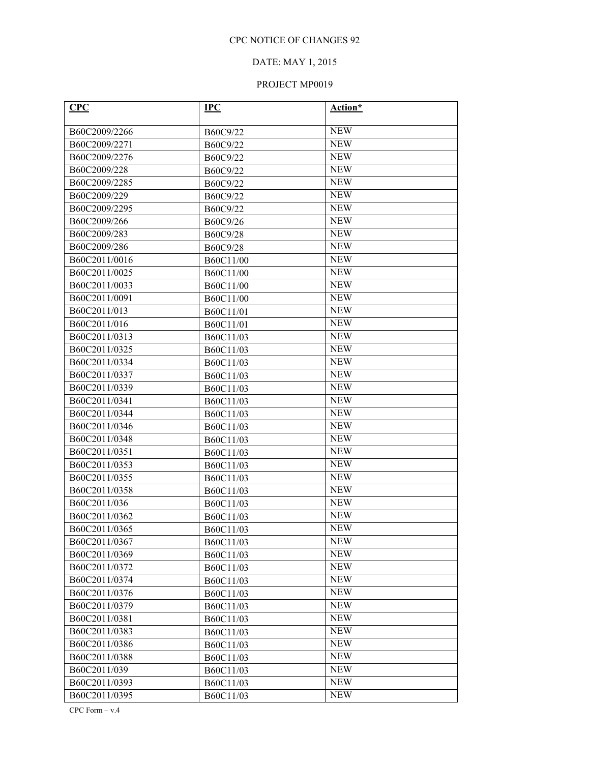CPC NOTICE OF CHANGES 92

DATE: MAY 1, 2015

PROJECT MP0019

| CPC | IPC | Action* |
|---|---|---|
| B60C2009/2266 | B60C9/22 | NEW |
| B60C2009/2271 | B60C9/22 | NEW |
| B60C2009/2276 | B60C9/22 | NEW |
| B60C2009/228 | B60C9/22 | NEW |
| B60C2009/2285 | B60C9/22 | NEW |
| B60C2009/229 | B60C9/22 | NEW |
| B60C2009/2295 | B60C9/22 | NEW |
| B60C2009/266 | B60C9/26 | NEW |
| B60C2009/283 | B60C9/28 | NEW |
| B60C2009/286 | B60C9/28 | NEW |
| B60C2011/0016 | B60C11/00 | NEW |
| B60C2011/0025 | B60C11/00 | NEW |
| B60C2011/0033 | B60C11/00 | NEW |
| B60C2011/0091 | B60C11/00 | NEW |
| B60C2011/013 | B60C11/01 | NEW |
| B60C2011/016 | B60C11/01 | NEW |
| B60C2011/0313 | B60C11/03 | NEW |
| B60C2011/0325 | B60C11/03 | NEW |
| B60C2011/0334 | B60C11/03 | NEW |
| B60C2011/0337 | B60C11/03 | NEW |
| B60C2011/0339 | B60C11/03 | NEW |
| B60C2011/0341 | B60C11/03 | NEW |
| B60C2011/0344 | B60C11/03 | NEW |
| B60C2011/0346 | B60C11/03 | NEW |
| B60C2011/0348 | B60C11/03 | NEW |
| B60C2011/0351 | B60C11/03 | NEW |
| B60C2011/0353 | B60C11/03 | NEW |
| B60C2011/0355 | B60C11/03 | NEW |
| B60C2011/0358 | B60C11/03 | NEW |
| B60C2011/036 | B60C11/03 | NEW |
| B60C2011/0362 | B60C11/03 | NEW |
| B60C2011/0365 | B60C11/03 | NEW |
| B60C2011/0367 | B60C11/03 | NEW |
| B60C2011/0369 | B60C11/03 | NEW |
| B60C2011/0372 | B60C11/03 | NEW |
| B60C2011/0374 | B60C11/03 | NEW |
| B60C2011/0376 | B60C11/03 | NEW |
| B60C2011/0379 | B60C11/03 | NEW |
| B60C2011/0381 | B60C11/03 | NEW |
| B60C2011/0383 | B60C11/03 | NEW |
| B60C2011/0386 | B60C11/03 | NEW |
| B60C2011/0388 | B60C11/03 | NEW |
| B60C2011/039 | B60C11/03 | NEW |
| B60C2011/0393 | B60C11/03 | NEW |
| B60C2011/0395 | B60C11/03 | NEW |

CPC Form – v.4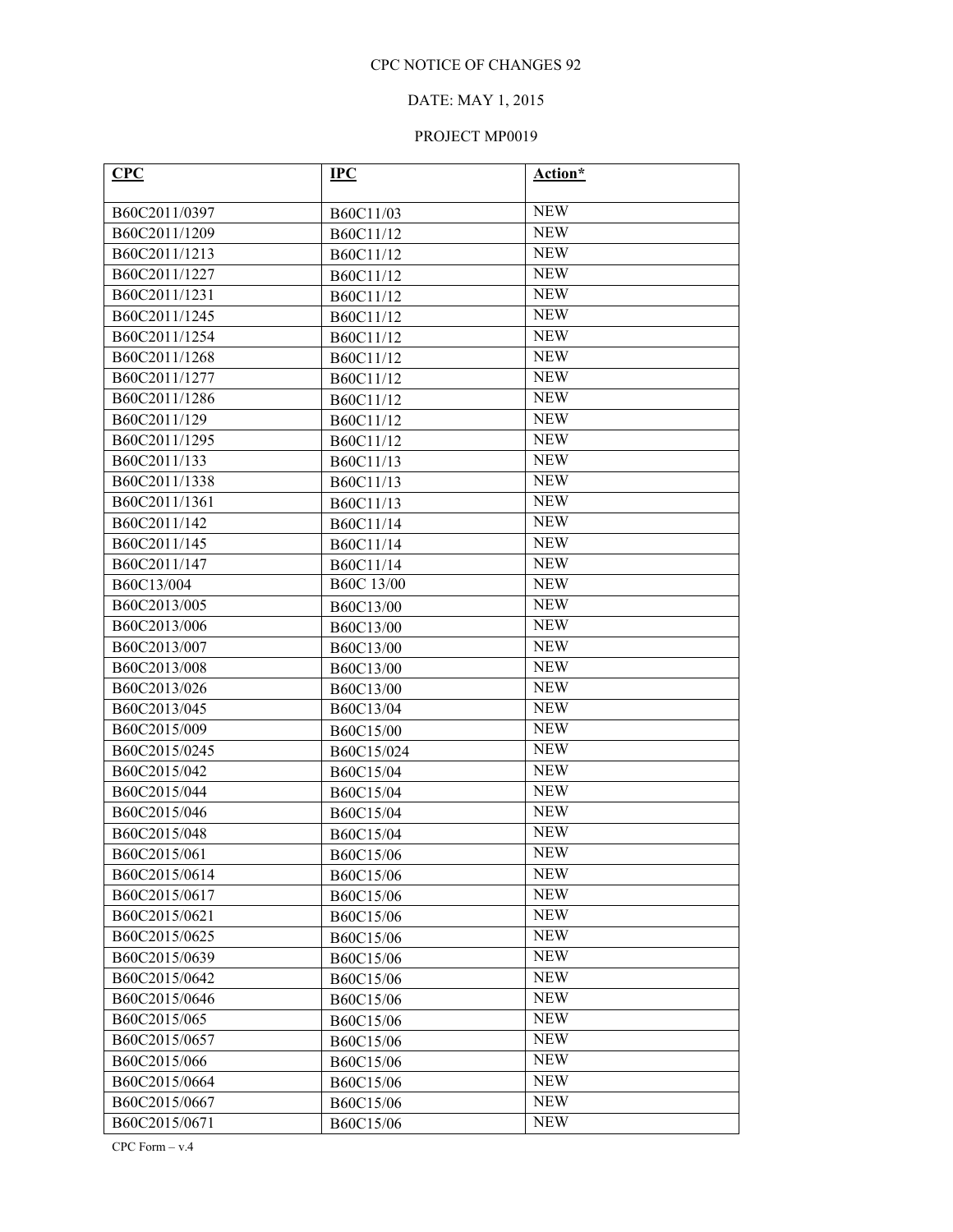CPC NOTICE OF CHANGES 92

DATE: MAY 1, 2015

PROJECT MP0019

| CPC | IPC | Action* |
|---|---|---|
| B60C2011/0397 | B60C11/03 | NEW |
| B60C2011/1209 | B60C11/12 | NEW |
| B60C2011/1213 | B60C11/12 | NEW |
| B60C2011/1227 | B60C11/12 | NEW |
| B60C2011/1231 | B60C11/12 | NEW |
| B60C2011/1245 | B60C11/12 | NEW |
| B60C2011/1254 | B60C11/12 | NEW |
| B60C2011/1268 | B60C11/12 | NEW |
| B60C2011/1277 | B60C11/12 | NEW |
| B60C2011/1286 | B60C11/12 | NEW |
| B60C2011/129 | B60C11/12 | NEW |
| B60C2011/1295 | B60C11/12 | NEW |
| B60C2011/133 | B60C11/13 | NEW |
| B60C2011/1338 | B60C11/13 | NEW |
| B60C2011/1361 | B60C11/13 | NEW |
| B60C2011/142 | B60C11/14 | NEW |
| B60C2011/145 | B60C11/14 | NEW |
| B60C2011/147 | B60C11/14 | NEW |
| B60C13/004 | B60C 13/00 | NEW |
| B60C2013/005 | B60C13/00 | NEW |
| B60C2013/006 | B60C13/00 | NEW |
| B60C2013/007 | B60C13/00 | NEW |
| B60C2013/008 | B60C13/00 | NEW |
| B60C2013/026 | B60C13/00 | NEW |
| B60C2013/045 | B60C13/04 | NEW |
| B60C2015/009 | B60C15/00 | NEW |
| B60C2015/0245 | B60C15/024 | NEW |
| B60C2015/042 | B60C15/04 | NEW |
| B60C2015/044 | B60C15/04 | NEW |
| B60C2015/046 | B60C15/04 | NEW |
| B60C2015/048 | B60C15/04 | NEW |
| B60C2015/061 | B60C15/06 | NEW |
| B60C2015/0614 | B60C15/06 | NEW |
| B60C2015/0617 | B60C15/06 | NEW |
| B60C2015/0621 | B60C15/06 | NEW |
| B60C2015/0625 | B60C15/06 | NEW |
| B60C2015/0639 | B60C15/06 | NEW |
| B60C2015/0642 | B60C15/06 | NEW |
| B60C2015/0646 | B60C15/06 | NEW |
| B60C2015/065 | B60C15/06 | NEW |
| B60C2015/0657 | B60C15/06 | NEW |
| B60C2015/066 | B60C15/06 | NEW |
| B60C2015/0664 | B60C15/06 | NEW |
| B60C2015/0667 | B60C15/06 | NEW |
| B60C2015/0671 | B60C15/06 | NEW |

CPC Form – v.4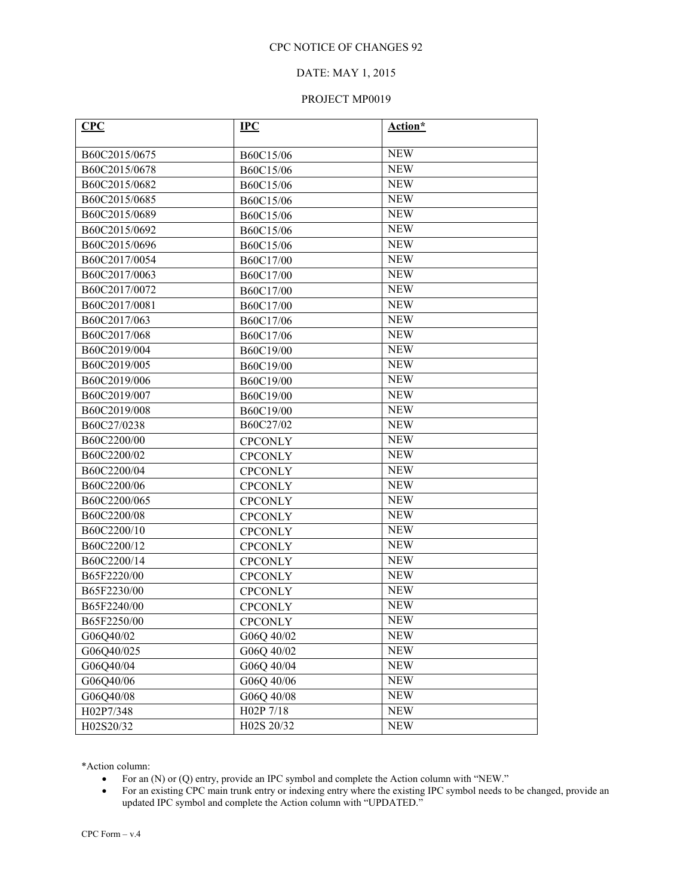CPC NOTICE OF CHANGES 92

DATE: MAY 1, 2015

PROJECT MP0019

| CPC | IPC | Action* |
|---|---|---|
| B60C2015/0675 | B60C15/06 | NEW |
| B60C2015/0678 | B60C15/06 | NEW |
| B60C2015/0682 | B60C15/06 | NEW |
| B60C2015/0685 | B60C15/06 | NEW |
| B60C2015/0689 | B60C15/06 | NEW |
| B60C2015/0692 | B60C15/06 | NEW |
| B60C2015/0696 | B60C15/06 | NEW |
| B60C2017/0054 | B60C17/00 | NEW |
| B60C2017/0063 | B60C17/00 | NEW |
| B60C2017/0072 | B60C17/00 | NEW |
| B60C2017/0081 | B60C17/00 | NEW |
| B60C2017/063 | B60C17/06 | NEW |
| B60C2017/068 | B60C17/06 | NEW |
| B60C2019/004 | B60C19/00 | NEW |
| B60C2019/005 | B60C19/00 | NEW |
| B60C2019/006 | B60C19/00 | NEW |
| B60C2019/007 | B60C19/00 | NEW |
| B60C2019/008 | B60C19/00 | NEW |
| B60C27/0238 | B60C27/02 | NEW |
| B60C2200/00 | CPCONLY | NEW |
| B60C2200/02 | CPCONLY | NEW |
| B60C2200/04 | CPCONLY | NEW |
| B60C2200/06 | CPCONLY | NEW |
| B60C2200/065 | CPCONLY | NEW |
| B60C2200/08 | CPCONLY | NEW |
| B60C2200/10 | CPCONLY | NEW |
| B60C2200/12 | CPCONLY | NEW |
| B60C2200/14 | CPCONLY | NEW |
| B65F2220/00 | CPCONLY | NEW |
| B65F2230/00 | CPCONLY | NEW |
| B65F2240/00 | CPCONLY | NEW |
| B65F2250/00 | CPCONLY | NEW |
| G06Q40/02 | G06Q 40/02 | NEW |
| G06Q40/025 | G06Q 40/02 | NEW |
| G06Q40/04 | G06Q 40/04 | NEW |
| G06Q40/06 | G06Q 40/06 | NEW |
| G06Q40/08 | G06Q 40/08 | NEW |
| H02P7/348 | H02P 7/18 | NEW |
| H02S20/32 | H02S 20/32 | NEW |

*Action column:

- For an (N) or (Q) entry, provide an IPC symbol and complete the Action column with "NEW."
- For an existing CPC main trunk entry or indexing entry where the existing IPC symbol needs to be changed, provide an updated IPC symbol and complete the Action column with "UPDATED."

CPC Form – v.4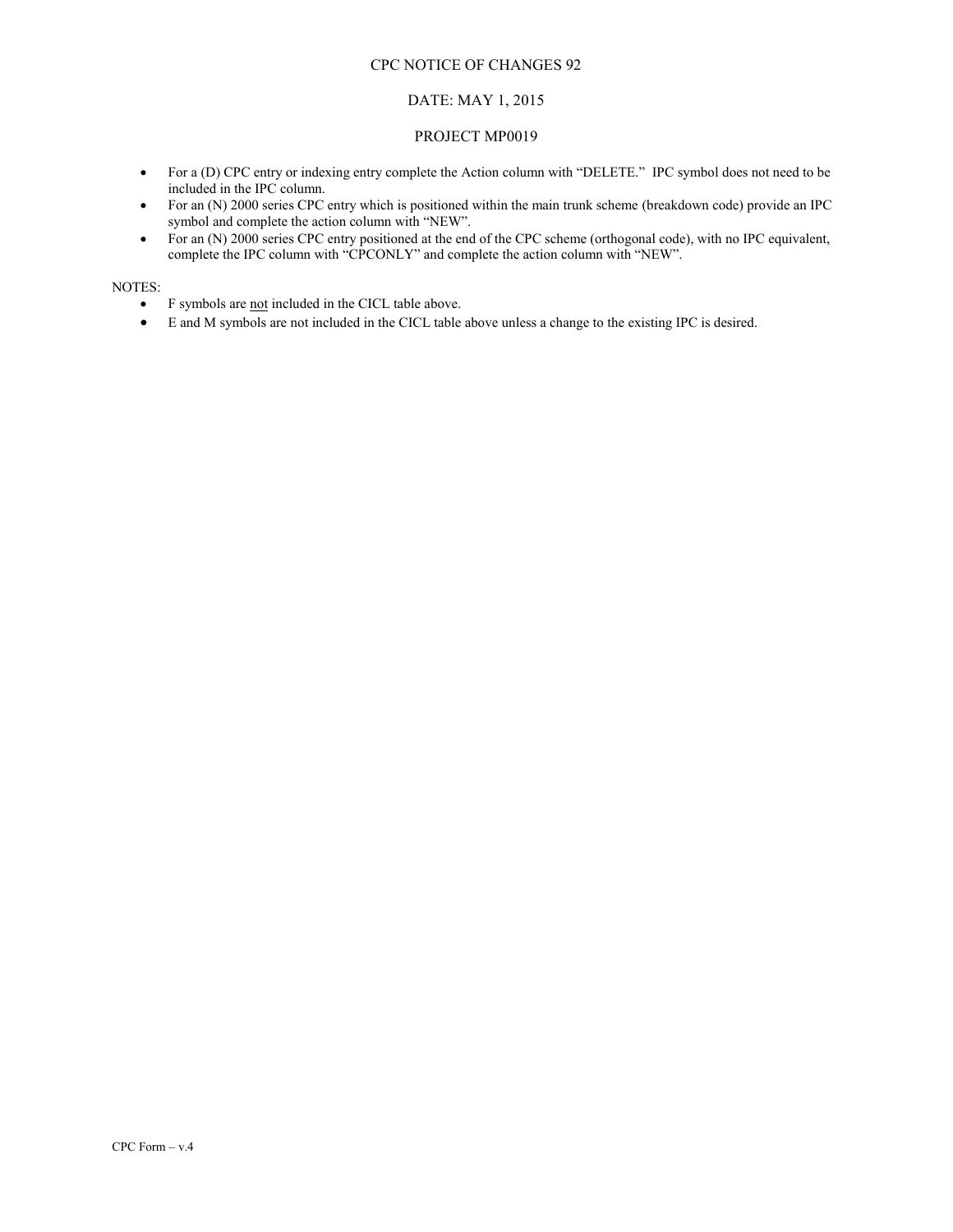- For a (D) CPC entry or indexing entry complete the Action column with "DELETE." IPC symbol does not need to be included in the IPC column.
- For an (N) 2000 series CPC entry which is positioned within the main trunk scheme (breakdown code) provide an IPC symbol and complete the action column with "NEW".
- For an (N) 2000 series CPC entry positioned at the end of the CPC scheme (orthogonal code), with no IPC equivalent, complete the IPC column with "CPCONLY" and complete the action column with "NEW".

NOTES:

- F symbols are <u>not</u> included in the CICL table above.
- E and M symbols are not included in the CICL table above unless a change to the existing IPC is desired.